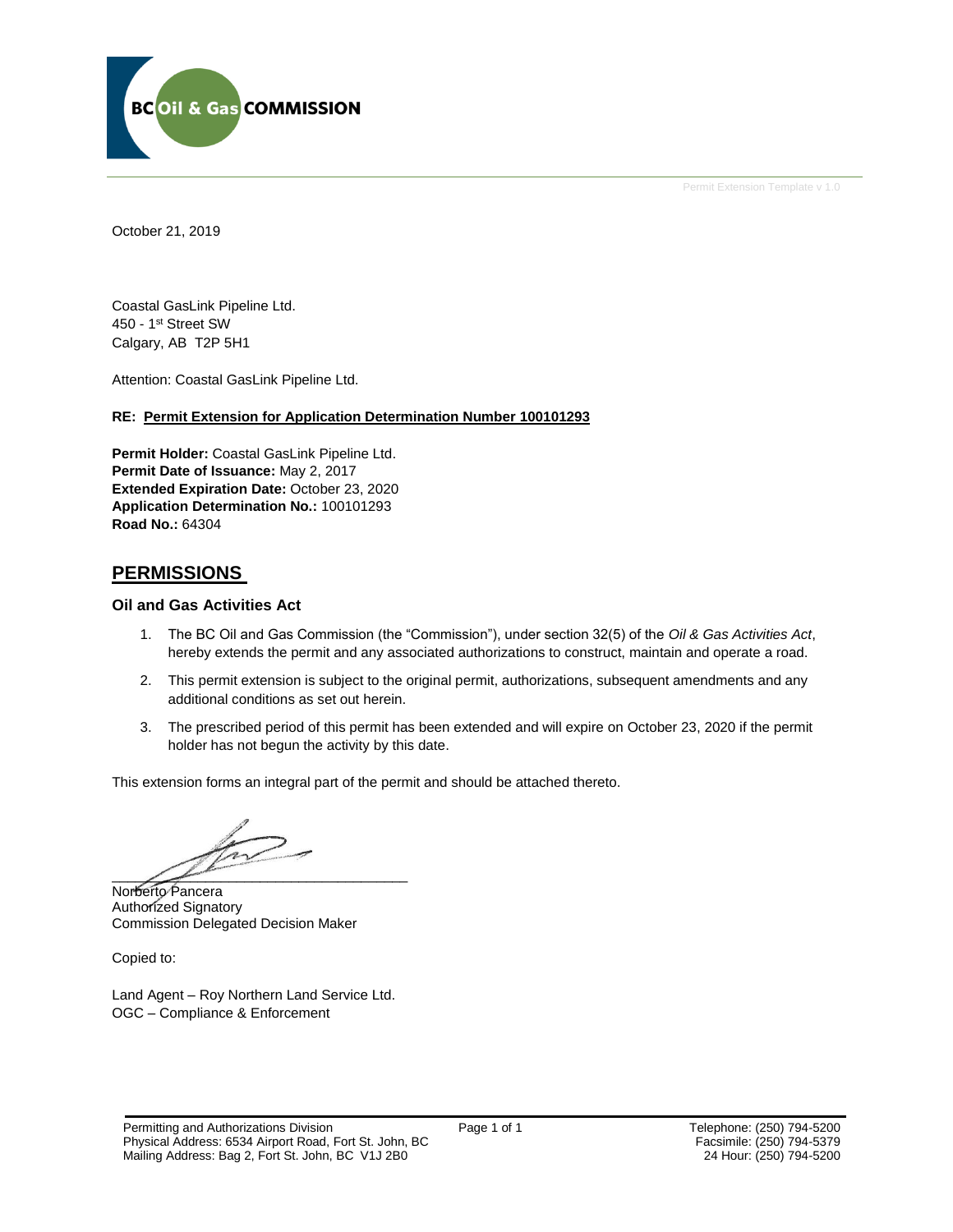BC Oil & Gas COMMISSION

Permit Extension Template v 1.0

October 21, 2019

Coastal GasLink Pipeline Ltd.
450 - 1st Street SW
Calgary, AB T2P 5H1

Attention: Coastal GasLink Pipeline Ltd.

**RE: Permit Extension for Application Determination Number 100101293**

**Permit Holder:** Coastal GasLink Pipeline Ltd.
**Permit Date of Issuance:** May 2, 2017
**Extended Expiration Date:** October 23, 2020
**Application Determination No.:** 100101293
**Road No.:** 64304

## PERMISSIONS

### Oil and Gas Activities Act

1. The BC Oil and Gas Commission (the "Commission"), under section 32(5) of the *Oil & Gas Activities Act*, hereby extends the permit and any associated authorizations to construct, maintain and operate a road.
2. This permit extension is subject to the original permit, authorizations, subsequent amendments and any additional conditions as set out herein.
3. The prescribed period of this permit has been extended and will expire on October 23, 2020 if the permit holder has not begun the activity by this date.

This extension forms an integral part of the permit and should be attached thereto.

Norberto Pancera
Authorized Signatory
Commission Delegated Decision Maker

Copied to:

Land Agent – Roy Northern Land Service Ltd.
OGC – Compliance & Enforcement

Permitting and Authorizations Division
Physical Address: 6534 Airport Road, Fort St. John, BC
Mailing Address: Bag 2, Fort St. John, BC V1J 2B0

Telephone: (250) 794-5200
Facsimile: (250) 794-5379
24 Hour: (250) 794-5200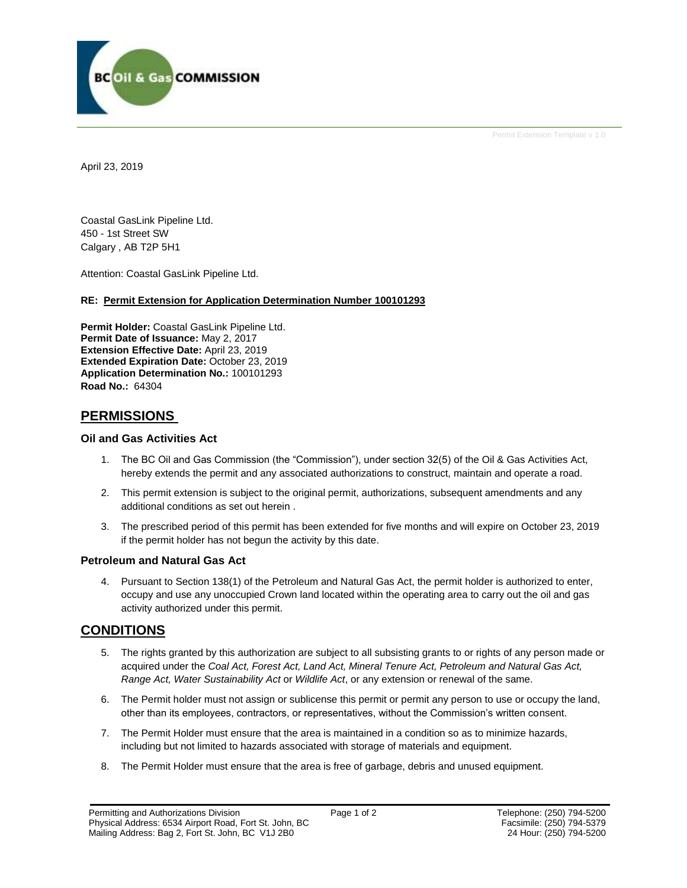Permit Extension Template v 1.0

April 23, 2019

Coastal GasLink Pipeline Ltd.  
450 - 1st Street SW  
Calgary , AB T2P 5H1

Attention: Coastal GasLink Pipeline Ltd.

**RE: Permit Extension for Application Determination Number 100101293**

**Permit Holder:** Coastal GasLink Pipeline Ltd.  
**Permit Date of Issuance:** May 2, 2017  
**Extension Effective Date:** April 23, 2019  
**Extended Expiration Date:** October 23, 2019  
**Application Determination No.:** 100101293  
**Road No.:** 64304

## PERMISSIONS

### Oil and Gas Activities Act

1. The BC Oil and Gas Commission (the "Commission"), under section 32(5) of the Oil & Gas Activities Act, hereby extends the permit and any associated authorizations to construct, maintain and operate a road.
2. This permit extension is subject to the original permit, authorizations, subsequent amendments and any additional conditions as set out herein .
3. The prescribed period of this permit has been extended for five months and will expire on October 23, 2019 if the permit holder has not begun the activity by this date.

### Petroleum and Natural Gas Act

4. Pursuant to Section 138(1) of the Petroleum and Natural Gas Act, the permit holder is authorized to enter, occupy and use any unoccupied Crown land located within the operating area to carry out the oil and gas activity authorized under this permit.

## CONDITIONS

5. The rights granted by this authorization are subject to all subsisting grants to or rights of any person made or acquired under the *Coal Act, Forest Act, Land Act, Mineral Tenure Act, Petroleum and Natural Gas Act, Range Act, Water Sustainability Act* or *Wildlife Act*, or any extension or renewal of the same.
6. The Permit holder must not assign or sublicense this permit or permit any person to use or occupy the land, other than its employees, contractors, or representatives, without the Commission's written consent.
7. The Permit Holder must ensure that the area is maintained in a condition so as to minimize hazards, including but not limited to hazards associated with storage of materials and equipment.
8. The Permit Holder must ensure that the area is free of garbage, debris and unused equipment.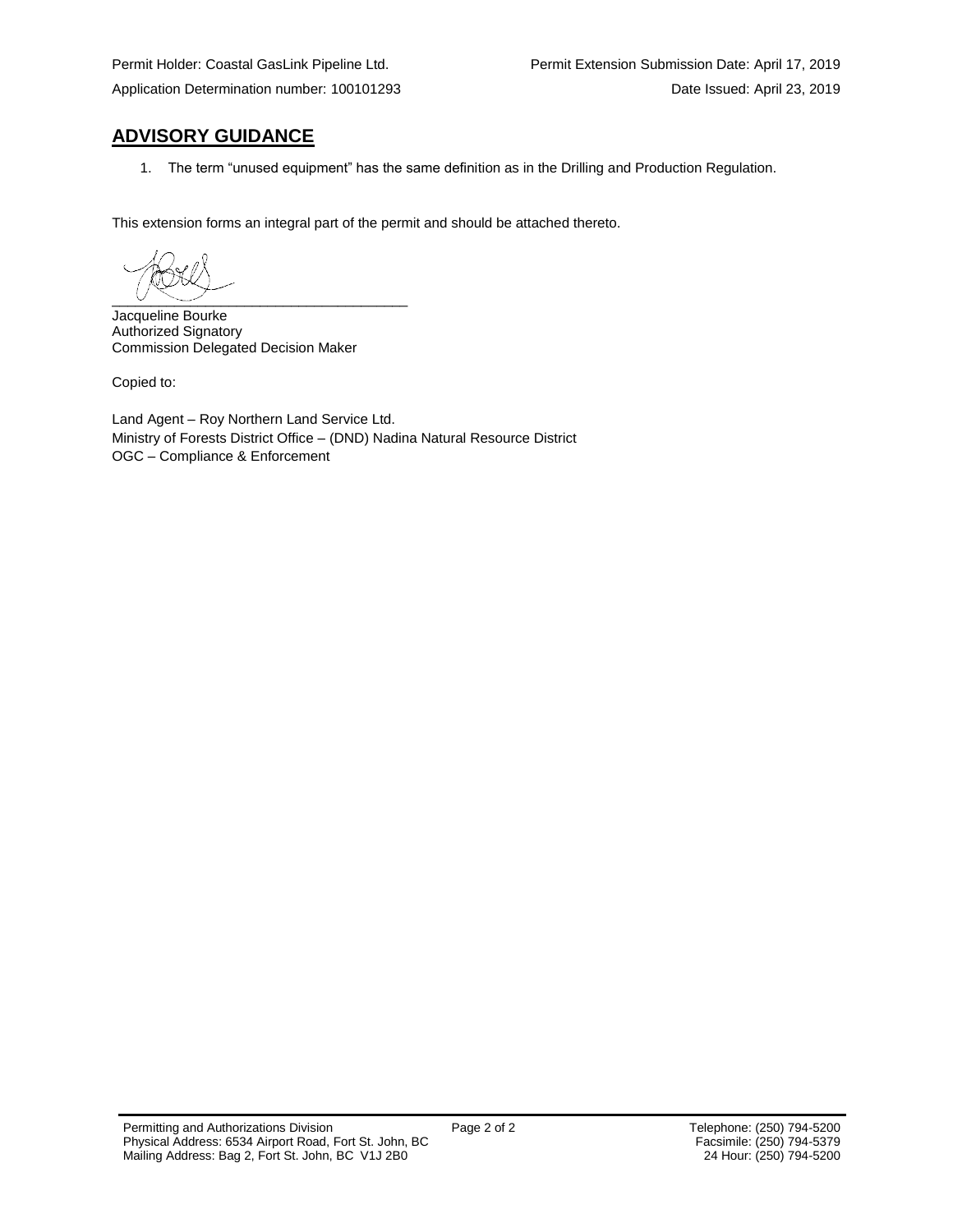Permit Holder: Coastal GasLink Pipeline Ltd.

Permit Extension Submission Date: April 17, 2019

Application Determination number: 100101293

Date Issued: April 23, 2019

## ADVISORY GUIDANCE

1. The term "unused equipment" has the same definition as in the Drilling and Production Regulation.

This extension forms an integral part of the permit and should be attached thereto.

______________________________________

Jacqueline Bourke
Authorized Signatory
Commission Delegated Decision Maker

Copied to:

Land Agent – Roy Northern Land Service Ltd.
Ministry of Forests District Office – (DND) Nadina Natural Resource District
OGC – Compliance & Enforcement

Permitting and Authorizations Division
Physical Address: 6534 Airport Road, Fort St. John, BC
Mailing Address: Bag 2, Fort St. John, BC V1J 2B0

Telephone: (250) 794-5200
Facsimile: (250) 794-5379
24 Hour: (250) 794-5200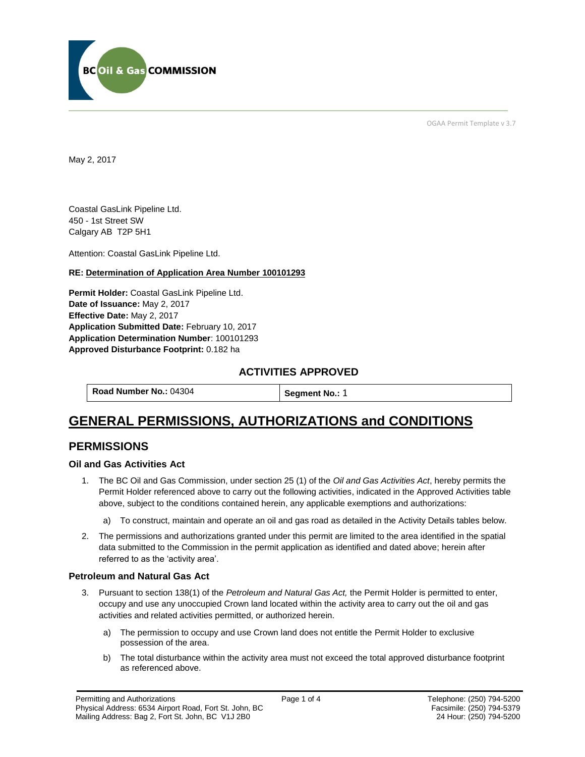May 2, 2017

Coastal GasLink Pipeline Ltd.
450 - 1st Street SW
Calgary AB T2P 5H1

Attention: Coastal GasLink Pipeline Ltd.

**RE: Determination of Application Area Number 100101293**

**Permit Holder:** Coastal GasLink Pipeline Ltd.
**Date of Issuance:** May 2, 2017
**Effective Date:** May 2, 2017
**Application Submitted Date:** February 10, 2017
**Application Determination Number**: 100101293
**Approved Disturbance Footprint:** 0.182 ha

## ACTIVITIES APPROVED

| **Road Number No.:** 04304 | **Segment No.:** 1 |
|---|---|

# GENERAL PERMISSIONS, AUTHORIZATIONS and CONDITIONS

## PERMISSIONS

### Oil and Gas Activities Act

1. The BC Oil and Gas Commission, under section 25 (1) of the *Oil and Gas Activities Act*, hereby permits the Permit Holder referenced above to carry out the following activities, indicated in the Approved Activities table above, subject to the conditions contained herein, any applicable exemptions and authorizations:

   a) To construct, maintain and operate an oil and gas road as detailed in the Activity Details tables below.

2. The permissions and authorizations granted under this permit are limited to the area identified in the spatial data submitted to the Commission in the permit application as identified and dated above; herein after referred to as the 'activity area'.

### Petroleum and Natural Gas Act

3. Pursuant to section 138(1) of the *Petroleum and Natural Gas Act,* the Permit Holder is permitted to enter, occupy and use any unoccupied Crown land located within the activity area to carry out the oil and gas activities and related activities permitted, or authorized herein.

   a) The permission to occupy and use Crown land does not entitle the Permit Holder to exclusive possession of the area.

   b) The total disturbance within the activity area must not exceed the total approved disturbance footprint as referenced above.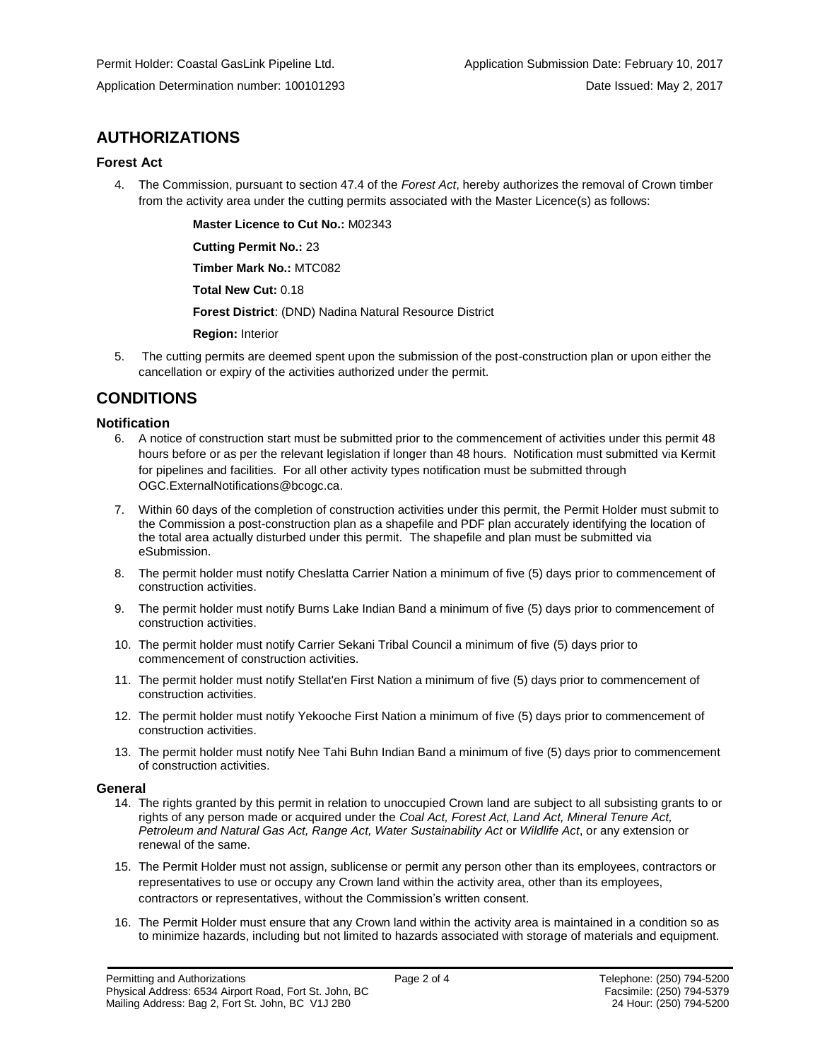Permit Holder: Coastal GasLink Pipeline Ltd.

Application Submission Date: February 10, 2017

Application Determination number: 100101293

Date Issued: May 2, 2017

## AUTHORIZATIONS

### Forest Act

4. The Commission, pursuant to section 47.4 of the *Forest Act*, hereby authorizes the removal of Crown timber from the activity area under the cutting permits associated with the Master Licence(s) as follows:

   **Master Licence to Cut No.:** M02343

   **Cutting Permit No.:** 23

   **Timber Mark No.:** MTC082

   **Total New Cut:** 0.18

   **Forest District**: (DND) Nadina Natural Resource District

   **Region:** Interior

5. The cutting permits are deemed spent upon the submission of the post-construction plan or upon either the cancellation or expiry of the activities authorized under the permit.

## CONDITIONS

### Notification

6. A notice of construction start must be submitted prior to the commencement of activities under this permit 48 hours before or as per the relevant legislation if longer than 48 hours. Notification must submitted via Kermit for pipelines and facilities. For all other activity types notification must be submitted through OGC.ExternalNotifications@bcogc.ca.
7. Within 60 days of the completion of construction activities under this permit, the Permit Holder must submit to the Commission a post-construction plan as a shapefile and PDF plan accurately identifying the location of the total area actually disturbed under this permit. The shapefile and plan must be submitted via eSubmission.
8. The permit holder must notify Cheslatta Carrier Nation a minimum of five (5) days prior to commencement of construction activities.
9. The permit holder must notify Burns Lake Indian Band a minimum of five (5) days prior to commencement of construction activities.
10. The permit holder must notify Carrier Sekani Tribal Council a minimum of five (5) days prior to commencement of construction activities.
11. The permit holder must notify Stellat'en First Nation a minimum of five (5) days prior to commencement of construction activities.
12. The permit holder must notify Yekooche First Nation a minimum of five (5) days prior to commencement of construction activities.
13. The permit holder must notify Nee Tahi Buhn Indian Band a minimum of five (5) days prior to commencement of construction activities.

### General

14. The rights granted by this permit in relation to unoccupied Crown land are subject to all subsisting grants to or rights of any person made or acquired under the *Coal Act, Forest Act, Land Act, Mineral Tenure Act, Petroleum and Natural Gas Act, Range Act, Water Sustainability Act* or *Wildlife Act*, or any extension or renewal of the same.
15. The Permit Holder must not assign, sublicense or permit any person other than its employees, contractors or representatives to use or occupy any Crown land within the activity area, other than its employees, contractors or representatives, without the Commission's written consent.
16. The Permit Holder must ensure that any Crown land within the activity area is maintained in a condition so as to minimize hazards, including but not limited to hazards associated with storage of materials and equipment.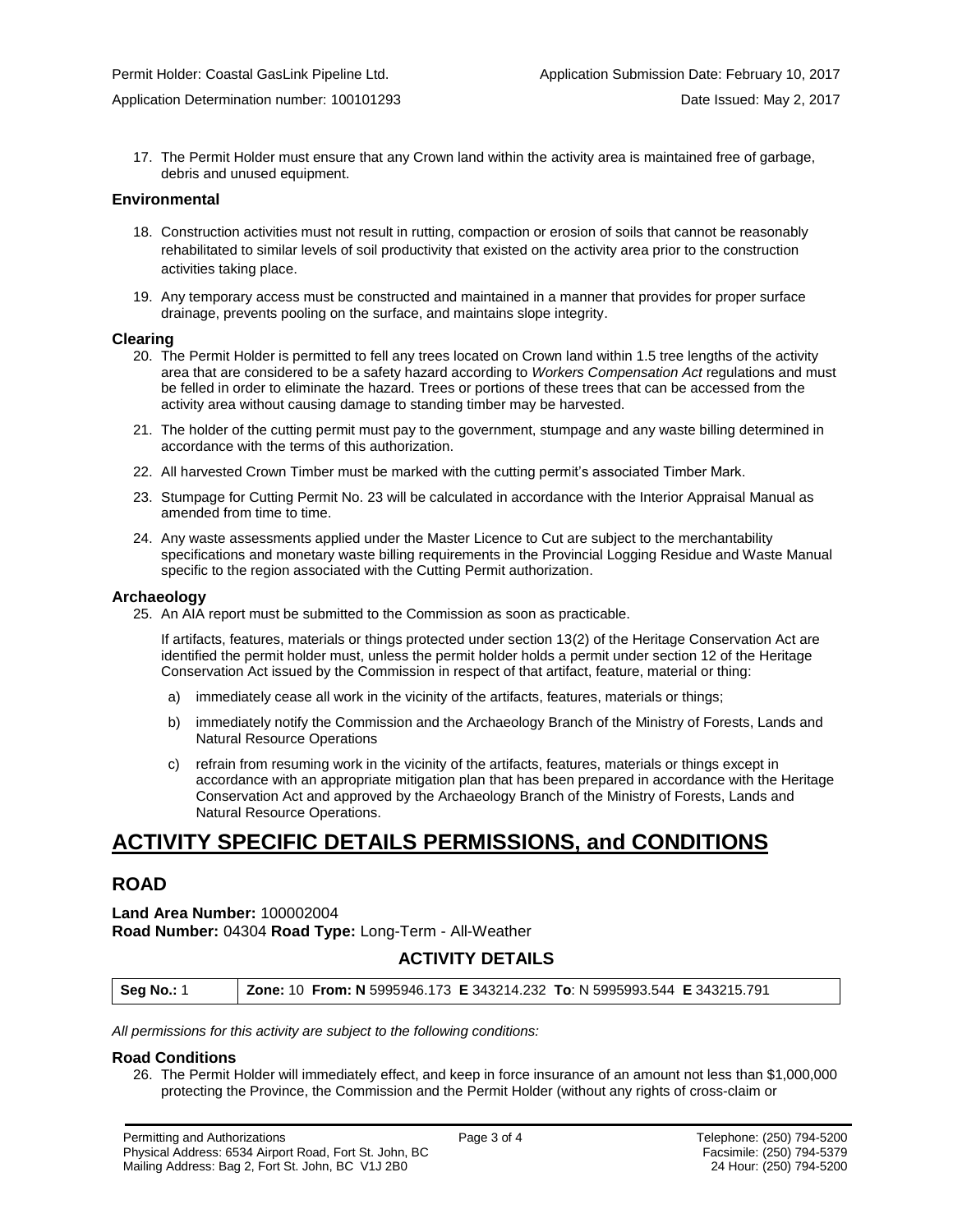17. The Permit Holder must ensure that any Crown land within the activity area is maintained free of garbage, debris and unused equipment.

### Environmental

18. Construction activities must not result in rutting, compaction or erosion of soils that cannot be reasonably rehabilitated to similar levels of soil productivity that existed on the activity area prior to the construction activities taking place.

19. Any temporary access must be constructed and maintained in a manner that provides for proper surface drainage, prevents pooling on the surface, and maintains slope integrity.

### Clearing

20. The Permit Holder is permitted to fell any trees located on Crown land within 1.5 tree lengths of the activity area that are considered to be a safety hazard according to *Workers Compensation Act* regulations and must be felled in order to eliminate the hazard. Trees or portions of these trees that can be accessed from the activity area without causing damage to standing timber may be harvested.

21. The holder of the cutting permit must pay to the government, stumpage and any waste billing determined in accordance with the terms of this authorization.

22. All harvested Crown Timber must be marked with the cutting permit's associated Timber Mark.

23. Stumpage for Cutting Permit No. 23 will be calculated in accordance with the Interior Appraisal Manual as amended from time to time.

24. Any waste assessments applied under the Master Licence to Cut are subject to the merchantability specifications and monetary waste billing requirements in the Provincial Logging Residue and Waste Manual specific to the region associated with the Cutting Permit authorization.

### Archaeology

25. An AIA report must be submitted to the Commission as soon as practicable.

    If artifacts, features, materials or things protected under section 13(2) of the Heritage Conservation Act are identified the permit holder must, unless the permit holder holds a permit under section 12 of the Heritage Conservation Act issued by the Commission in respect of that artifact, feature, material or thing:

    a) immediately cease all work in the vicinity of the artifacts, features, materials or things;

    b) immediately notify the Commission and the Archaeology Branch of the Ministry of Forests, Lands and Natural Resource Operations

    c) refrain from resuming work in the vicinity of the artifacts, features, materials or things except in accordance with an appropriate mitigation plan that has been prepared in accordance with the Heritage Conservation Act and approved by the Archaeology Branch of the Ministry of Forests, Lands and Natural Resource Operations.

# ACTIVITY SPECIFIC DETAILS PERMISSIONS, and CONDITIONS

## ROAD

**Land Area Number:** 100002004
**Road Number:** 04304 **Road Type:** Long-Term - All-Weather

### ACTIVITY DETAILS

| Seg No.: 1 | Zone: 10 From: N 5995946.173 E 343214.232 To: N 5995993.544 E 343215.791 |
|---|---|

*All permissions for this activity are subject to the following conditions:*

### Road Conditions

26. The Permit Holder will immediately effect, and keep in force insurance of an amount not less than $1,000,000 protecting the Province, the Commission and the Permit Holder (without any rights of cross-claim or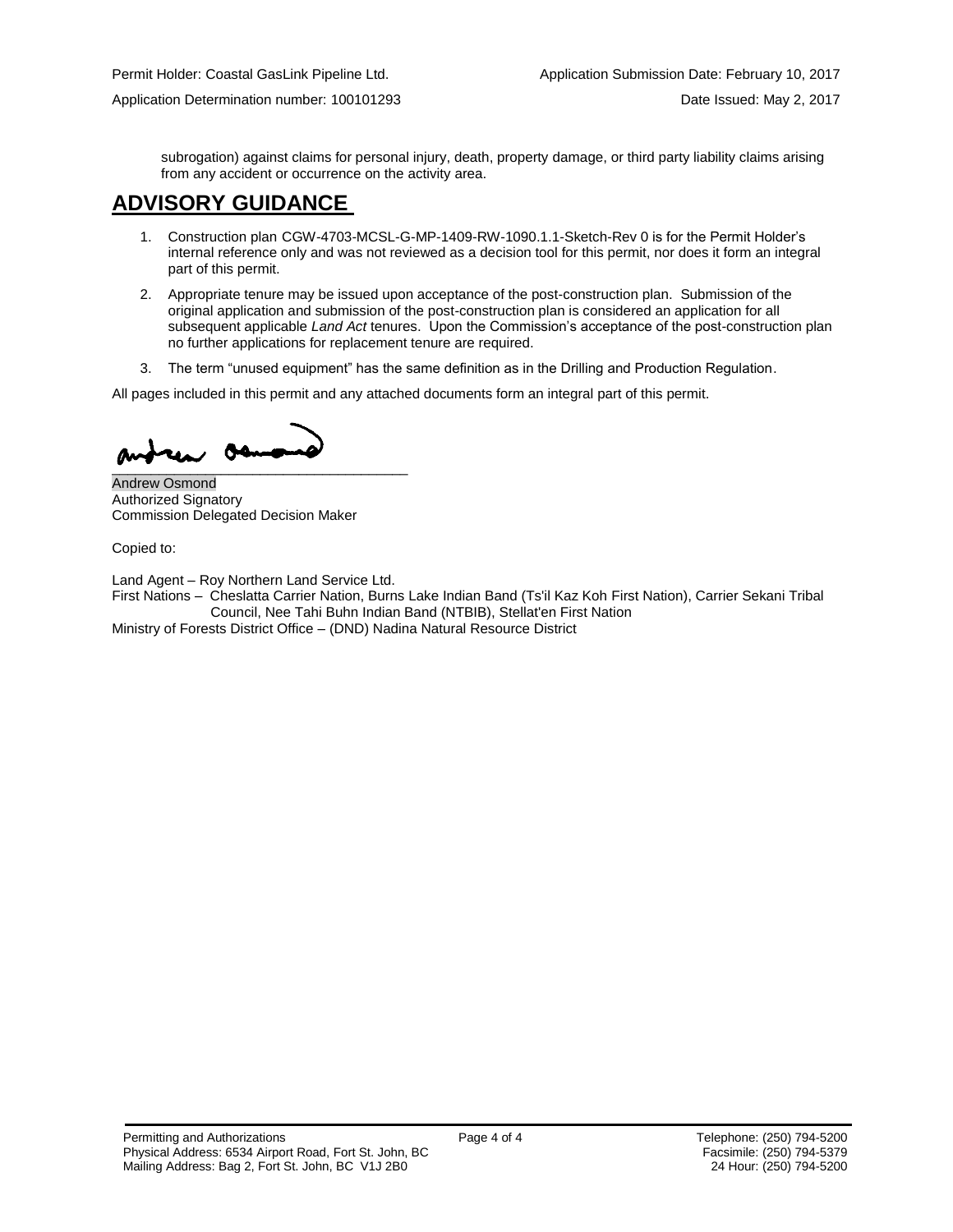subrogation) against claims for personal injury, death, property damage, or third party liability claims arising from any accident or occurrence on the activity area.

## ADVISORY GUIDANCE

1. Construction plan CGW-4703-MCSL-G-MP-1409-RW-1090.1.1-Sketch-Rev 0 is for the Permit Holder's internal reference only and was not reviewed as a decision tool for this permit, nor does it form an integral part of this permit.
2. Appropriate tenure may be issued upon acceptance of the post-construction plan. Submission of the original application and submission of the post-construction plan is considered an application for all subsequent applicable *Land Act* tenures. Upon the Commission's acceptance of the post-construction plan no further applications for replacement tenure are required.
3. The term "unused equipment" has the same definition as in the Drilling and Production Regulation.

All pages included in this permit and any attached documents form an integral part of this permit.

Andrew Osmond
Authorized Signatory
Commission Delegated Decision Maker

Copied to:

Land Agent – Roy Northern Land Service Ltd.
First Nations – Cheslatta Carrier Nation, Burns Lake Indian Band (Ts'il Kaz Koh First Nation), Carrier Sekani Tribal Council, Nee Tahi Buhn Indian Band (NTBIB), Stellat'en First Nation
Ministry of Forests District Office – (DND) Nadina Natural Resource District